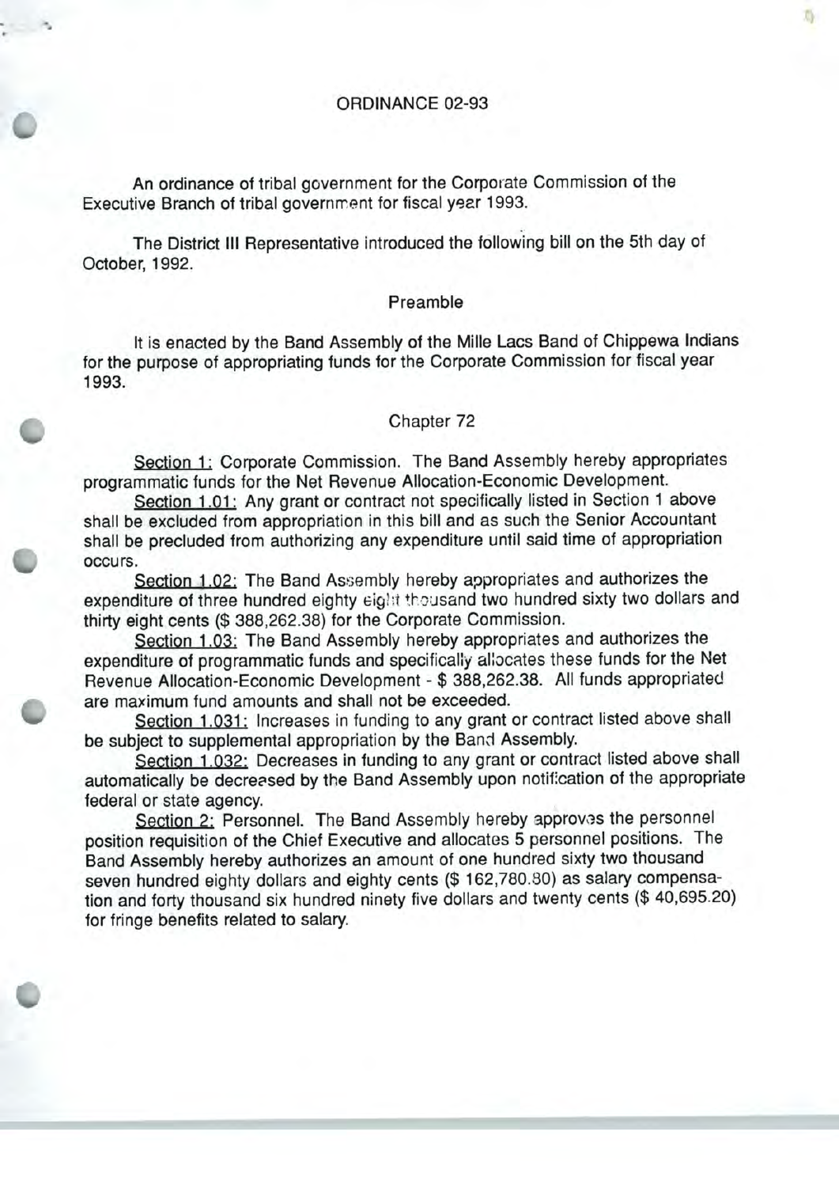# ORDINANCE 02-93

An ordinance of tribal government for the Corporate Commission of the Executive Branch of tribal government for fiscal year 1993.

The District III Representative introduced the following bill on the 5th day of October, 1992.

## Preamble

It is enacted by the Band Assembly of the Mille Lacs Band of Chippewa Indians for the purpose of appropriating funds for the Corporate Commission for fiscal year 1993.

## Chapter 72

Section 1: Corporate Commission. The Band Assembly hereby appropriates programmatic funds for the Net Revenue Allocation-Economic Development.

Section 1.01: Any grant or contract not specifically listed in Section 1 above shall be excluded from appropriation in this bill and as such the Senior Accountant shall be precluded from authorizing any expenditure until said time of appropriation occurs.

Section 1.02: The Band Assembly hereby appropriates and authorizes the expenditure of three hundred eighty eight thousand two hundred sixty two dollars and thirty eight cents ($ 388,262.38) for the Corporate Commission.

Section 1.03: The Band Assembly hereby appropriates and authorizes the expenditure of programmatic funds and specifically allocates these funds for the Net Revenue Allocation-Economic Development - $ 388,262.38. All funds appropriated are maximum fund amounts and shall not be exceeded.

Section 1.031: Increases in funding to any grant or contract listed above shall be subject to supplemental appropriation by the Band Assembly.

Section 1.032: Decreases in funding to any grant or contract listed above shall automatically be decreased by the Band Assembly upon notification of the appropriate federal or state agency.

Section 2: Personnel. The Band Assembly hereby approves the personnel position requisition of the Chief Executive and allocates 5 personnel positions. The Band Assembly hereby authorizes an amount of one hundred sixty two thousand seven hundred eighty dollars and eighty cents ($ 162,780.80) as salary compensation and forty thousand six hundred ninety five dollars and twenty cents ($ 40,695.20) for fringe benefits related to salary.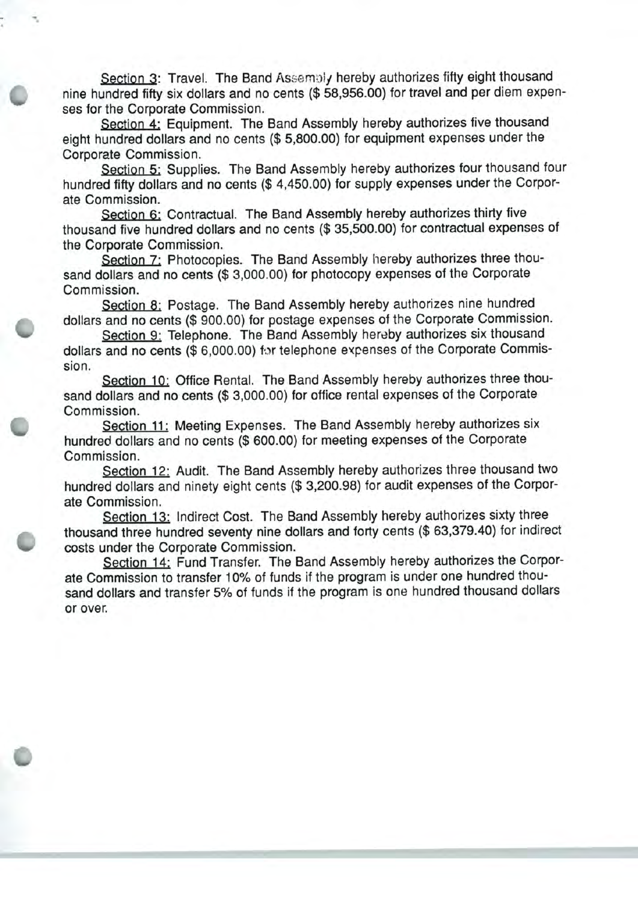<u>Section 3</u>: Travel. The Band Assembly hereby authorizes fifty eight thousand nine hundred fifty six dollars and no cents ($ 58,956.00) for travel and per diem expenses for the Corporate Commission.

<u>Section 4:</u> Equipment. The Band Assembly hereby authorizes five thousand eight hundred dollars and no cents ($ 5,800.00) for equipment expenses under the Corporate Commission.

<u>Section 5:</u> Supplies. The Band Assembly hereby authorizes four thousand four hundred fifty dollars and no cents ($ 4,450.00) for supply expenses under the Corporate Commission.

<u>Section 6:</u> Contractual. The Band Assembly hereby authorizes thirty five thousand five hundred dollars and no cents ($ 35,500.00) for contractual expenses of the Corporate Commission.

<u>Section 7:</u> Photocopies. The Band Assembly hereby authorizes three thousand dollars and no cents ($ 3,000.00) for photocopy expenses of the Corporate Commission.

<u>Section 8:</u> Postage. The Band Assembly hereby authorizes nine hundred dollars and no cents ($ 900.00) for postage expenses of the Corporate Commission.

<u>Section 9:</u> Telephone. The Band Assembly hereby authorizes six thousand dollars and no cents ($ 6,000.00) for telephone expenses of the Corporate Commission.

<u>Section 10:</u> Office Rental. The Band Assembly hereby authorizes three thousand dollars and no cents ($ 3,000.00) for office rental expenses of the Corporate Commission.

<u>Section 11:</u> Meeting Expenses. The Band Assembly hereby authorizes six hundred dollars and no cents ($ 600.00) for meeting expenses of the Corporate Commission.

<u>Section 12:</u> Audit. The Band Assembly hereby authorizes three thousand two hundred dollars and ninety eight cents ($ 3,200.98) for audit expenses of the Corporate Commission.

<u>Section 13:</u> Indirect Cost. The Band Assembly hereby authorizes sixty three thousand three hundred seventy nine dollars and forty cents ($ 63,379.40) for indirect costs under the Corporate Commission.

<u>Section 14:</u> Fund Transfer. The Band Assembly hereby authorizes the Corporate Commission to transfer 10% of funds if the program is under one hundred thousand dollars and transfer 5% of funds if the program is one hundred thousand dollars or over.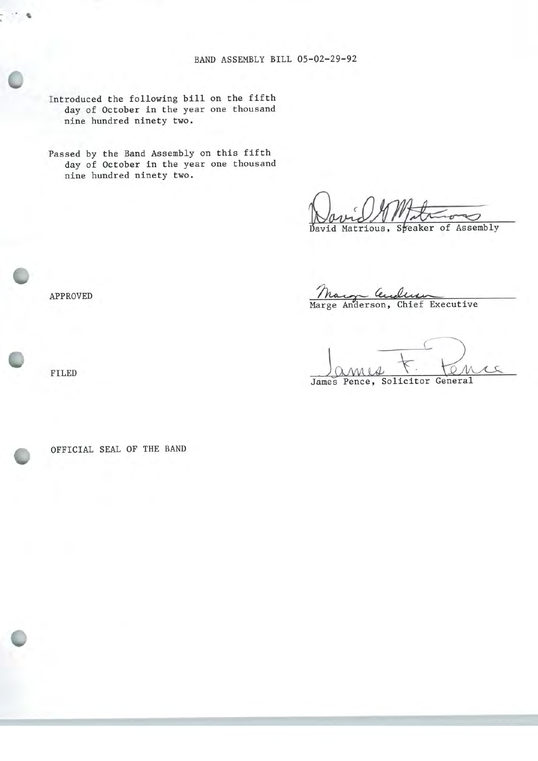BAND ASSEMBLY BILL 05-02-29-92

Introduced the following bill on the fifth day of October in the year one thousand nine hundred ninety two.

Passed by the Band Assembly on this fifth day of October in the year one thousand nine hundred ninety two.

David Matrious, Speaker of Assembly

APPROVED

Marge Anderson, Chief Executive

FILED

James Pence, Solicitor General

OFFICIAL SEAL OF THE BAND